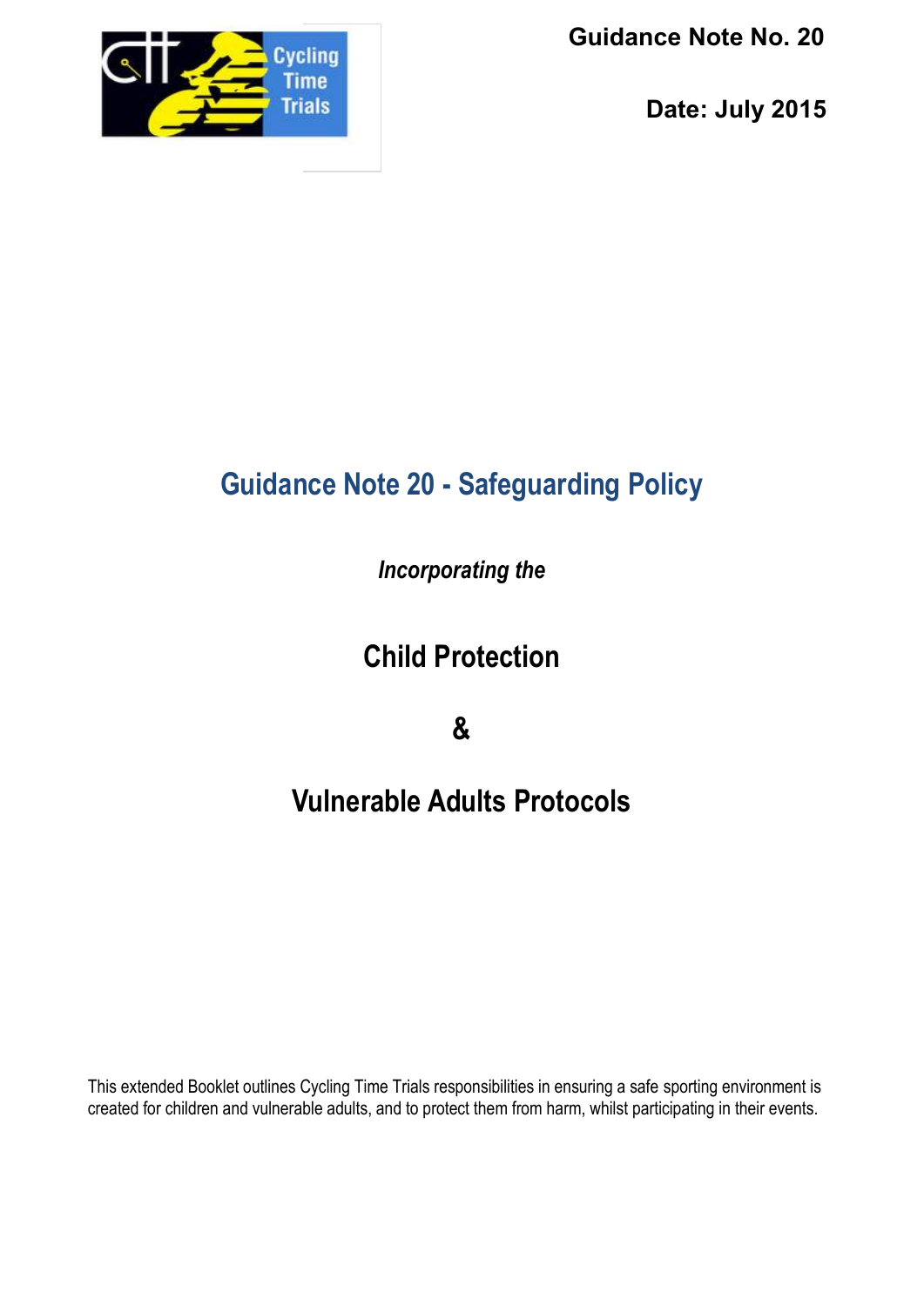**Guidance Note No. 20**

**Date: July 2015**

# Guidance Note 20 - Safeguarding Policy

***Incorporating the***

## Child Protection

## &

## Vulnerable Adults Protocols

This extended Booklet outlines Cycling Time Trials responsibilities in ensuring a safe sporting environment is created for children and vulnerable adults, and to protect them from harm, whilst participating in their events.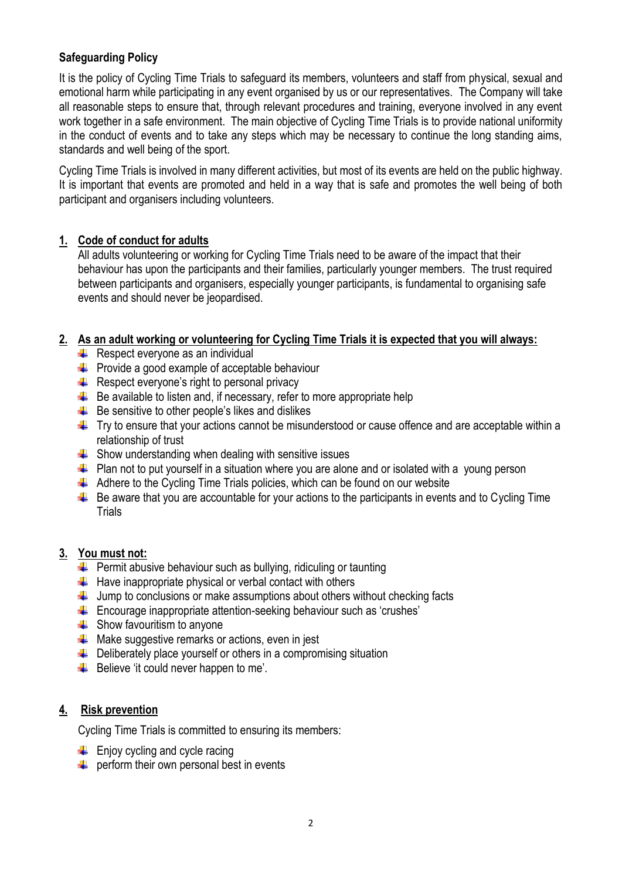**Safeguarding Policy**

It is the policy of Cycling Time Trials to safeguard its members, volunteers and staff from physical, sexual and emotional harm while participating in any event organised by us or our representatives. The Company will take all reasonable steps to ensure that, through relevant procedures and training, everyone involved in any event work together in a safe environment. The main objective of Cycling Time Trials is to provide national uniformity in the conduct of events and to take any steps which may be necessary to continue the long standing aims, standards and well being of the sport.

Cycling Time Trials is involved in many different activities, but most of its events are held on the public highway. It is important that events are promoted and held in a way that is safe and promotes the well being of both participant and organisers including volunteers.

1. **Code of conduct for adults**

   All adults volunteering or working for Cycling Time Trials need to be aware of the impact that their behaviour has upon the participants and their families, particularly younger members. The trust required between participants and organisers, especially younger participants, is fundamental to organising safe events and should never be jeopardised.

2. **As an adult working or volunteering for Cycling Time Trials it is expected that you will always:**
   - Respect everyone as an individual
   - Provide a good example of acceptable behaviour
   - Respect everyone's right to personal privacy
   - Be available to listen and, if necessary, refer to more appropriate help
   - Be sensitive to other people's likes and dislikes
   - Try to ensure that your actions cannot be misunderstood or cause offence and are acceptable within a relationship of trust
   - Show understanding when dealing with sensitive issues
   - Plan not to put yourself in a situation where you are alone and or isolated with a young person
   - Adhere to the Cycling Time Trials policies, which can be found on our website
   - Be aware that you are accountable for your actions to the participants in events and to Cycling Time Trials

3. **You must not:**
   - Permit abusive behaviour such as bullying, ridiculing or taunting
   - Have inappropriate physical or verbal contact with others
   - Jump to conclusions or make assumptions about others without checking facts
   - Encourage inappropriate attention-seeking behaviour such as 'crushes'
   - Show favouritism to anyone
   - Make suggestive remarks or actions, even in jest
   - Deliberately place yourself or others in a compromising situation
   - Believe 'it could never happen to me'.

4. **Risk prevention**

   Cycling Time Trials is committed to ensuring its members:

   - Enjoy cycling and cycle racing
   - perform their own personal best in events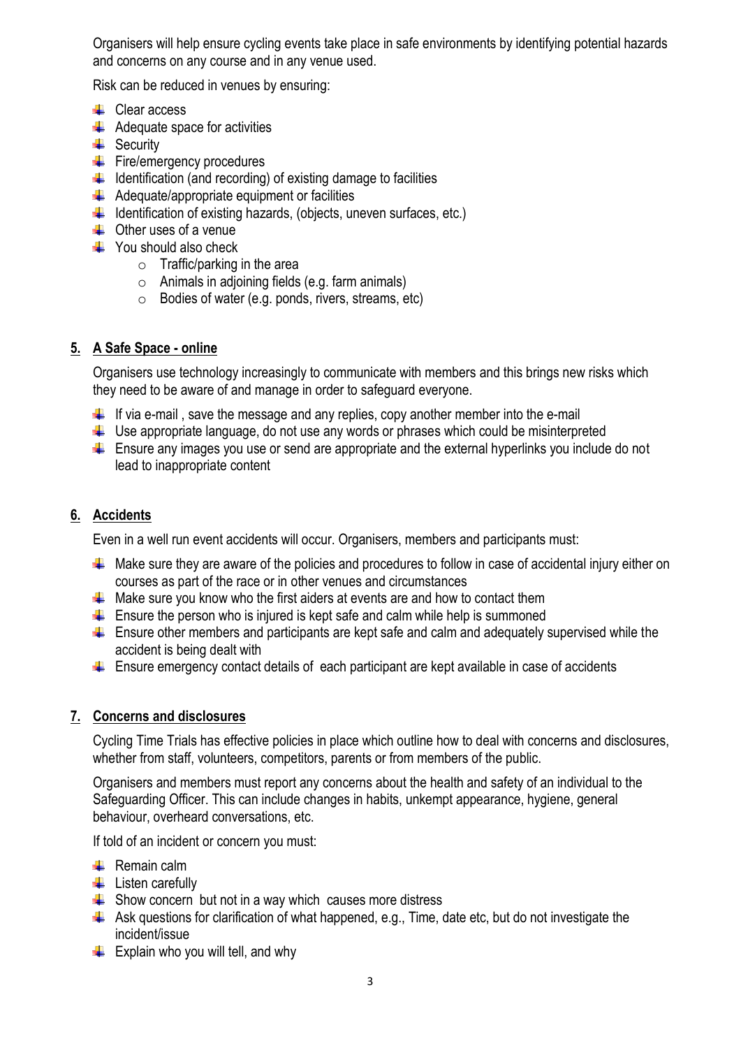Organisers will help ensure cycling events take place in safe environments by identifying potential hazards and concerns on any course and in any venue used.

Risk can be reduced in venues by ensuring:

- Clear access
- Adequate space for activities
- Security
- Fire/emergency procedures
- Identification (and recording) of existing damage to facilities
- Adequate/appropriate equipment or facilities
- Identification of existing hazards, (objects, uneven surfaces, etc.)
- Other uses of a venue
- You should also check
  - Traffic/parking in the area
  - Animals in adjoining fields (e.g. farm animals)
  - Bodies of water (e.g. ponds, rivers, streams, etc)

## 5. A Safe Space - online

Organisers use technology increasingly to communicate with members and this brings new risks which they need to be aware of and manage in order to safeguard everyone.

- If via e-mail , save the message and any replies, copy another member into the e-mail
- Use appropriate language, do not use any words or phrases which could be misinterpreted
- Ensure any images you use or send are appropriate and the external hyperlinks you include do not lead to inappropriate content

## 6. Accidents

Even in a well run event accidents will occur. Organisers, members and participants must:

- Make sure they are aware of the policies and procedures to follow in case of accidental injury either on courses as part of the race or in other venues and circumstances
- Make sure you know who the first aiders at events are and how to contact them
- Ensure the person who is injured is kept safe and calm while help is summoned
- Ensure other members and participants are kept safe and calm and adequately supervised while the accident is being dealt with
- Ensure emergency contact details of each participant are kept available in case of accidents

## 7. Concerns and disclosures

Cycling Time Trials has effective policies in place which outline how to deal with concerns and disclosures, whether from staff, volunteers, competitors, parents or from members of the public.

Organisers and members must report any concerns about the health and safety of an individual to the Safeguarding Officer. This can include changes in habits, unkempt appearance, hygiene, general behaviour, overheard conversations, etc.

If told of an incident or concern you must:

- Remain calm
- Listen carefully
- Show concern but not in a way which causes more distress
- Ask questions for clarification of what happened, e.g., Time, date etc, but do not investigate the incident/issue
- Explain who you will tell, and why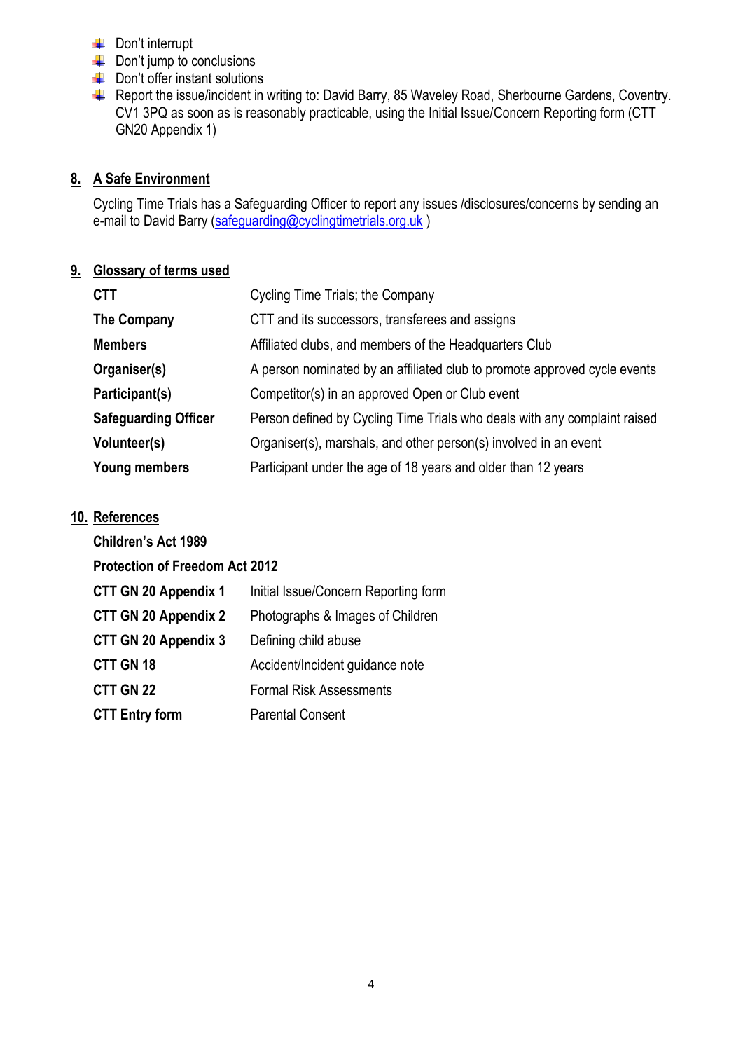- Don't interrupt
- Don't jump to conclusions
- Don't offer instant solutions
- Report the issue/incident in writing to: David Barry, 85 Waveley Road, Sherbourne Gardens, Coventry. CV1 3PQ as soon as is reasonably practicable, using the Initial Issue/Concern Reporting form (CTT GN20 Appendix 1)

## 8. A Safe Environment

Cycling Time Trials has a Safeguarding Officer to report any issues /disclosures/concerns by sending an e-mail to David Barry (safeguarding@cyclingtimetrials.org.uk )

## 9. Glossary of terms used

| | |
|---|---|
| **CTT** | Cycling Time Trials; the Company |
| **The Company** | CTT and its successors, transferees and assigns |
| **Members** | Affiliated clubs, and members of the Headquarters Club |
| **Organiser(s)** | A person nominated by an affiliated club to promote approved cycle events |
| **Participant(s)** | Competitor(s) in an approved Open or Club event |
| **Safeguarding Officer** | Person defined by Cycling Time Trials who deals with any complaint raised |
| **Volunteer(s)** | Organiser(s), marshals, and other person(s) involved in an event |
| **Young members** | Participant under the age of 18 years and older than 12 years |

## 10. References

**Children's Act 1989**

**Protection of Freedom Act 2012**

| | |
|---|---|
| **CTT GN 20 Appendix 1** | Initial Issue/Concern Reporting form |
| **CTT GN 20 Appendix 2** | Photographs & Images of Children |
| **CTT GN 20 Appendix 3** | Defining child abuse |
| **CTT GN 18** | Accident/Incident guidance note |
| **CTT GN 22** | Formal Risk Assessments |
| **CTT Entry form** | Parental Consent |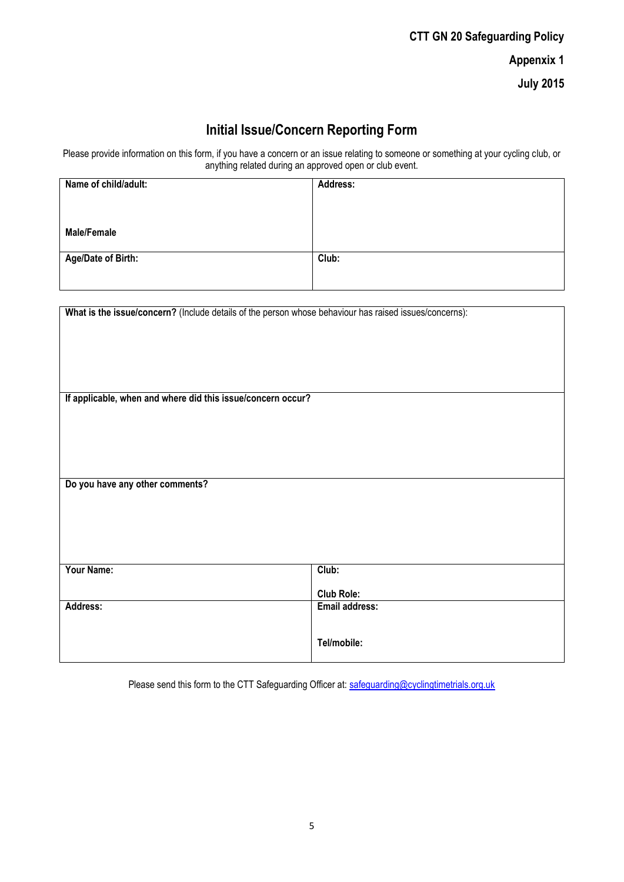**CTT GN 20 Safeguarding Policy**

**Appenxix 1**

**July 2015**

# Initial Issue/Concern Reporting Form

Please provide information on this form, if you have a concern or an issue relating to someone or something at your cycling club, or anything related during an approved open or club event.

| **Name of child/adult:**<br><br>**Male/Female** | **Address:** |
|---|---|
| **Age/Date of Birth:** | **Club:** |

| |
|---|
| **What is the issue/concern?** (Include details of the person whose behaviour has raised issues/concerns): |
| **If applicable, when and where did this issue/concern occur?** |
| **Do you have any other comments?** |

| **Your Name:** | **Club:**<br><br>**Club Role:** |
|---|---|
| **Address:** | **Email address:**<br><br>**Tel/mobile:** |

Please send this form to the CTT Safeguarding Officer at: safeguarding@cyclingtimetrials.org.uk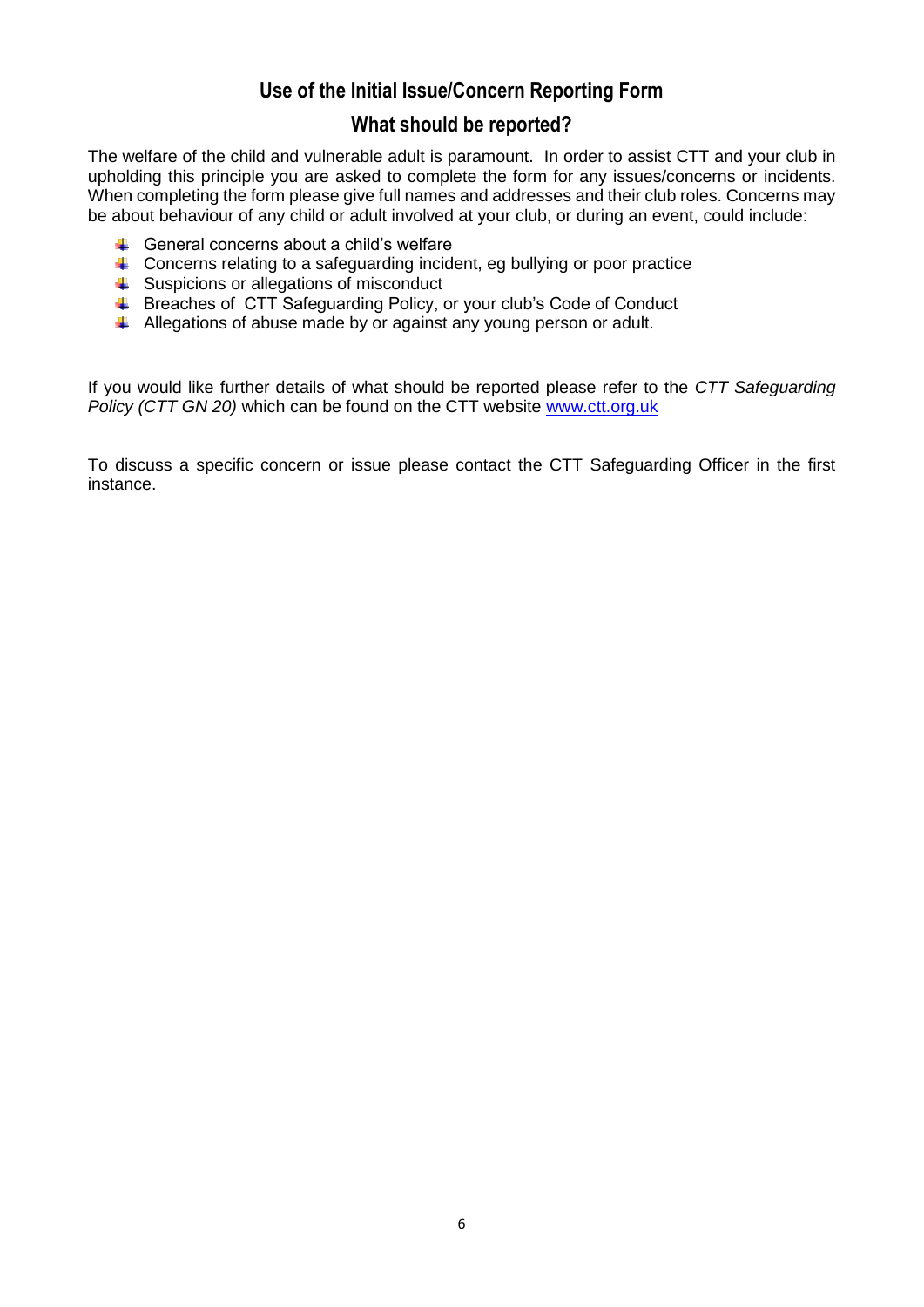## Use of the Initial Issue/Concern Reporting Form

## What should be reported?

The welfare of the child and vulnerable adult is paramount. In order to assist CTT and your club in upholding this principle you are asked to complete the form for any issues/concerns or incidents. When completing the form please give full names and addresses and their club roles. Concerns may be about behaviour of any child or adult involved at your club, or during an event, could include:

- General concerns about a child's welfare
- Concerns relating to a safeguarding incident, eg bullying or poor practice
- Suspicions or allegations of misconduct
- Breaches of CTT Safeguarding Policy, or your club's Code of Conduct
- Allegations of abuse made by or against any young person or adult.

If you would like further details of what should be reported please refer to the *CTT Safeguarding Policy (CTT GN 20)* which can be found on the CTT website [www.ctt.org.uk](http://www.ctt.org.uk)

To discuss a specific concern or issue please contact the CTT Safeguarding Officer in the first instance.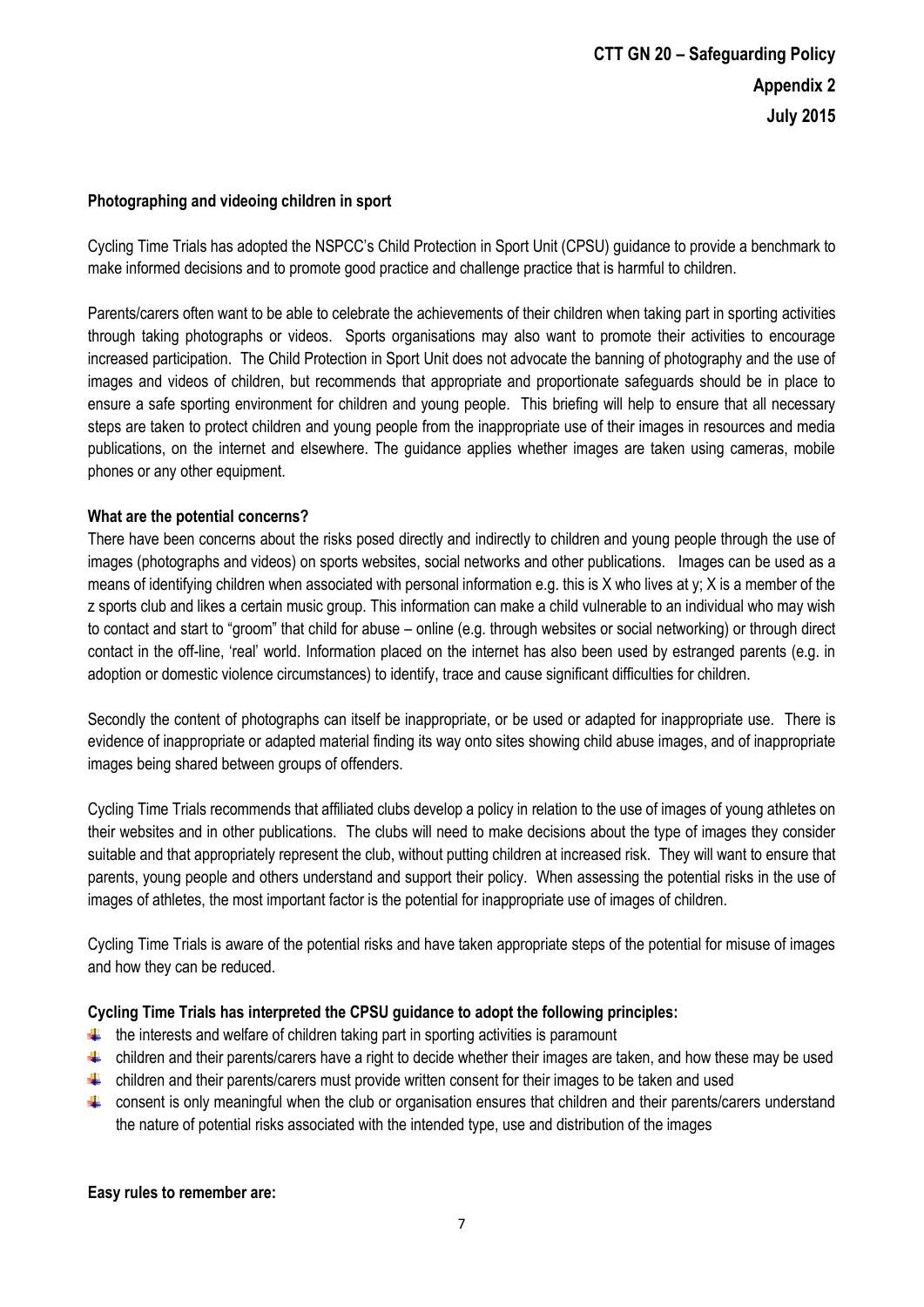**CTT GN 20 – Safeguarding Policy**
**Appendix 2**
**July 2015**

**Photographing and videoing children in sport**

Cycling Time Trials has adopted the NSPCC's Child Protection in Sport Unit (CPSU) guidance to provide a benchmark to make informed decisions and to promote good practice and challenge practice that is harmful to children.

Parents/carers often want to be able to celebrate the achievements of their children when taking part in sporting activities through taking photographs or videos. Sports organisations may also want to promote their activities to encourage increased participation. The Child Protection in Sport Unit does not advocate the banning of photography and the use of images and videos of children, but recommends that appropriate and proportionate safeguards should be in place to ensure a safe sporting environment for children and young people. This briefing will help to ensure that all necessary steps are taken to protect children and young people from the inappropriate use of their images in resources and media publications, on the internet and elsewhere. The guidance applies whether images are taken using cameras, mobile phones or any other equipment.

**What are the potential concerns?**

There have been concerns about the risks posed directly and indirectly to children and young people through the use of images (photographs and videos) on sports websites, social networks and other publications. Images can be used as a means of identifying children when associated with personal information e.g. this is X who lives at y; X is a member of the z sports club and likes a certain music group. This information can make a child vulnerable to an individual who may wish to contact and start to "groom" that child for abuse – online (e.g. through websites or social networking) or through direct contact in the off-line, 'real' world. Information placed on the internet has also been used by estranged parents (e.g. in adoption or domestic violence circumstances) to identify, trace and cause significant difficulties for children.

Secondly the content of photographs can itself be inappropriate, or be used or adapted for inappropriate use. There is evidence of inappropriate or adapted material finding its way onto sites showing child abuse images, and of inappropriate images being shared between groups of offenders.

Cycling Time Trials recommends that affiliated clubs develop a policy in relation to the use of images of young athletes on their websites and in other publications. The clubs will need to make decisions about the type of images they consider suitable and that appropriately represent the club, without putting children at increased risk. They will want to ensure that parents, young people and others understand and support their policy. When assessing the potential risks in the use of images of athletes, the most important factor is the potential for inappropriate use of images of children.

Cycling Time Trials is aware of the potential risks and have taken appropriate steps of the potential for misuse of images and how they can be reduced.

**Cycling Time Trials has interpreted the CPSU guidance to adopt the following principles:**

- the interests and welfare of children taking part in sporting activities is paramount
- children and their parents/carers have a right to decide whether their images are taken, and how these may be used
- children and their parents/carers must provide written consent for their images to be taken and used
- consent is only meaningful when the club or organisation ensures that children and their parents/carers understand the nature of potential risks associated with the intended type, use and distribution of the images

**Easy rules to remember are:**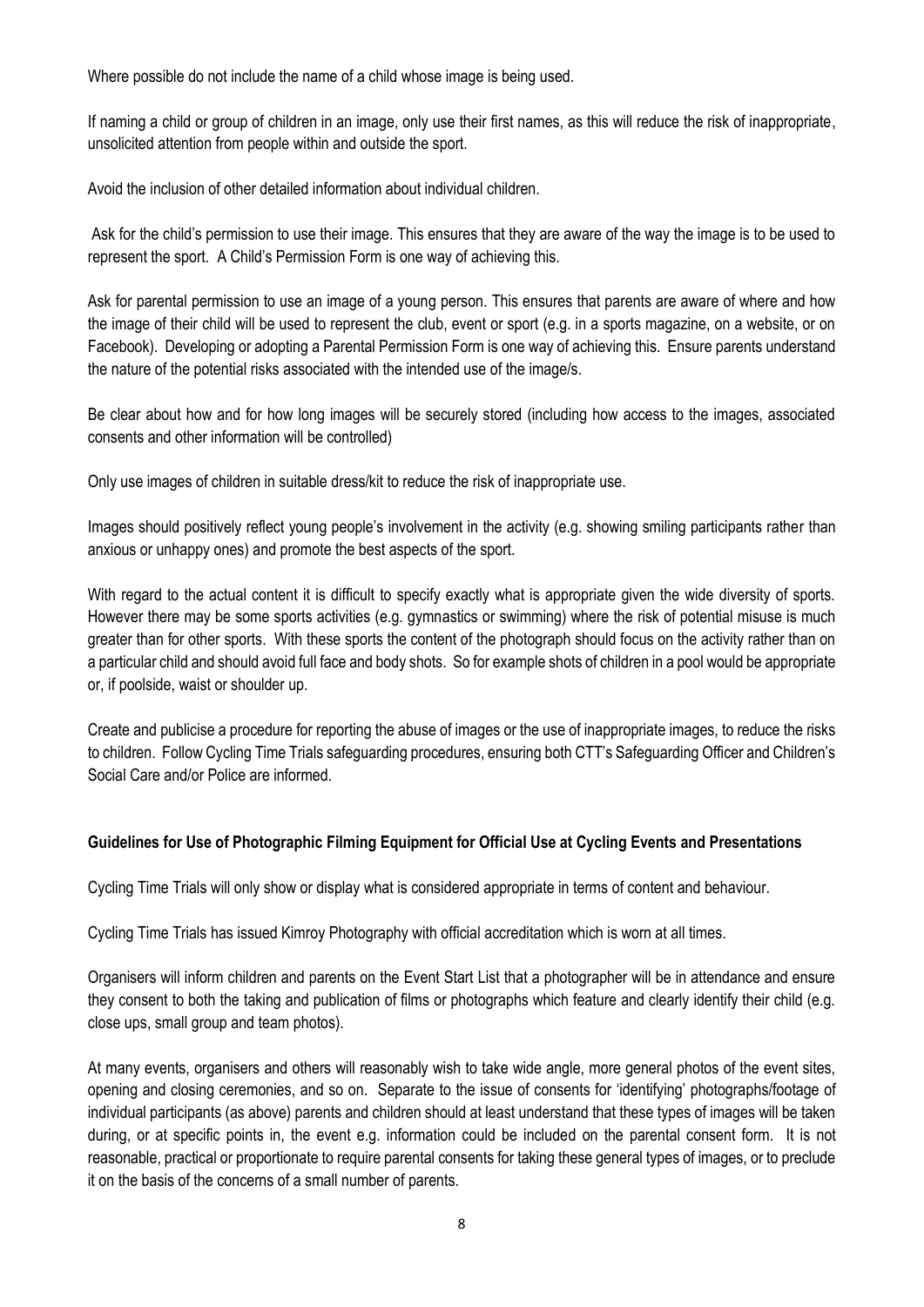Where possible do not include the name of a child whose image is being used.

If naming a child or group of children in an image, only use their first names, as this will reduce the risk of inappropriate, unsolicited attention from people within and outside the sport.

Avoid the inclusion of other detailed information about individual children.

Ask for the child's permission to use their image. This ensures that they are aware of the way the image is to be used to represent the sport. A Child's Permission Form is one way of achieving this.

Ask for parental permission to use an image of a young person. This ensures that parents are aware of where and how the image of their child will be used to represent the club, event or sport (e.g. in a sports magazine, on a website, or on Facebook). Developing or adopting a Parental Permission Form is one way of achieving this. Ensure parents understand the nature of the potential risks associated with the intended use of the image/s.

Be clear about how and for how long images will be securely stored (including how access to the images, associated consents and other information will be controlled)

Only use images of children in suitable dress/kit to reduce the risk of inappropriate use.

Images should positively reflect young people's involvement in the activity (e.g. showing smiling participants rather than anxious or unhappy ones) and promote the best aspects of the sport.

With regard to the actual content it is difficult to specify exactly what is appropriate given the wide diversity of sports. However there may be some sports activities (e.g. gymnastics or swimming) where the risk of potential misuse is much greater than for other sports. With these sports the content of the photograph should focus on the activity rather than on a particular child and should avoid full face and body shots. So for example shots of children in a pool would be appropriate or, if poolside, waist or shoulder up.

Create and publicise a procedure for reporting the abuse of images or the use of inappropriate images, to reduce the risks to children. Follow Cycling Time Trials safeguarding procedures, ensuring both CTT's Safeguarding Officer and Children's Social Care and/or Police are informed.

**Guidelines for Use of Photographic Filming Equipment for Official Use at Cycling Events and Presentations**

Cycling Time Trials will only show or display what is considered appropriate in terms of content and behaviour.

Cycling Time Trials has issued Kimroy Photography with official accreditation which is worn at all times.

Organisers will inform children and parents on the Event Start List that a photographer will be in attendance and ensure they consent to both the taking and publication of films or photographs which feature and clearly identify their child (e.g. close ups, small group and team photos).

At many events, organisers and others will reasonably wish to take wide angle, more general photos of the event sites, opening and closing ceremonies, and so on. Separate to the issue of consents for 'identifying' photographs/footage of individual participants (as above) parents and children should at least understand that these types of images will be taken during, or at specific points in, the event e.g. information could be included on the parental consent form. It is not reasonable, practical or proportionate to require parental consents for taking these general types of images, or to preclude it on the basis of the concerns of a small number of parents.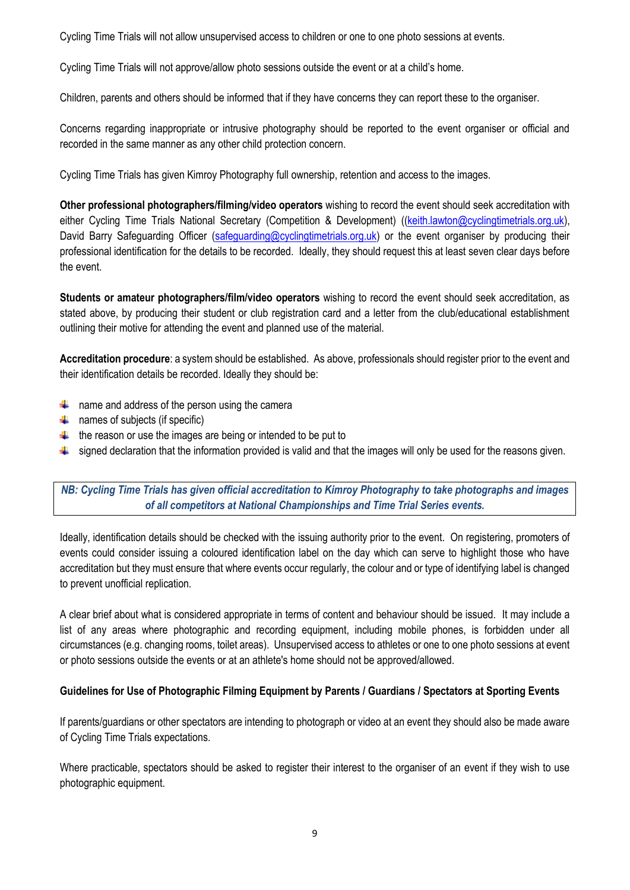Cycling Time Trials will not allow unsupervised access to children or one to one photo sessions at events.

Cycling Time Trials will not approve/allow photo sessions outside the event or at a child's home.

Children, parents and others should be informed that if they have concerns they can report these to the organiser.

Concerns regarding inappropriate or intrusive photography should be reported to the event organiser or official and recorded in the same manner as any other child protection concern.

Cycling Time Trials has given Kimroy Photography full ownership, retention and access to the images.

**Other professional photographers/filming/video operators** wishing to record the event should seek accreditation with either Cycling Time Trials National Secretary (Competition & Development) ((keith.lawton@cyclingtimetrials.org.uk), David Barry Safeguarding Officer (safeguarding@cyclingtimetrials.org.uk) or the event organiser by producing their professional identification for the details to be recorded. Ideally, they should request this at least seven clear days before the event.

**Students or amateur photographers/film/video operators** wishing to record the event should seek accreditation, as stated above, by producing their student or club registration card and a letter from the club/educational establishment outlining their motive for attending the event and planned use of the material.

**Accreditation procedure**: a system should be established. As above, professionals should register prior to the event and their identification details be recorded. Ideally they should be:

- name and address of the person using the camera
- names of subjects (if specific)
- the reason or use the images are being or intended to be put to
- signed declaration that the information provided is valid and that the images will only be used for the reasons given.

***NB: Cycling Time Trials has given official accreditation to Kimroy Photography to take photographs and images of all competitors at National Championships and Time Trial Series events.***

Ideally, identification details should be checked with the issuing authority prior to the event. On registering, promoters of events could consider issuing a coloured identification label on the day which can serve to highlight those who have accreditation but they must ensure that where events occur regularly, the colour and or type of identifying label is changed to prevent unofficial replication.

A clear brief about what is considered appropriate in terms of content and behaviour should be issued. It may include a list of any areas where photographic and recording equipment, including mobile phones, is forbidden under all circumstances (e.g. changing rooms, toilet areas). Unsupervised access to athletes or one to one photo sessions at event or photo sessions outside the events or at an athlete's home should not be approved/allowed.

**Guidelines for Use of Photographic Filming Equipment by Parents / Guardians / Spectators at Sporting Events**

If parents/guardians or other spectators are intending to photograph or video at an event they should also be made aware of Cycling Time Trials expectations.

Where practicable, spectators should be asked to register their interest to the organiser of an event if they wish to use photographic equipment.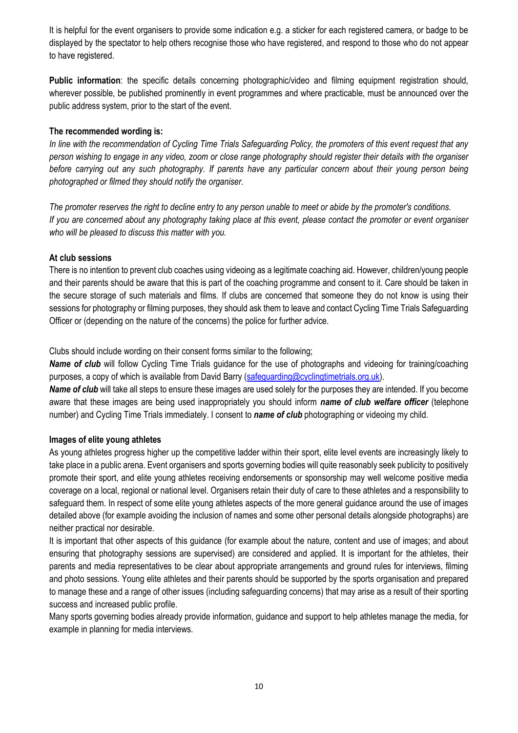It is helpful for the event organisers to provide some indication e.g. a sticker for each registered camera, or badge to be displayed by the spectator to help others recognise those who have registered, and respond to those who do not appear to have registered.

**Public information**: the specific details concerning photographic/video and filming equipment registration should, wherever possible, be published prominently in event programmes and where practicable, must be announced over the public address system, prior to the start of the event.

**The recommended wording is:**

*In line with the recommendation of Cycling Time Trials Safeguarding Policy, the promoters of this event request that any person wishing to engage in any video, zoom or close range photography should register their details with the organiser before carrying out any such photography. If parents have any particular concern about their young person being photographed or filmed they should notify the organiser.*

*The promoter reserves the right to decline entry to any person unable to meet or abide by the promoter's conditions.*
*If you are concerned about any photography taking place at this event, please contact the promoter or event organiser who will be pleased to discuss this matter with you.*

**At club sessions**

There is no intention to prevent club coaches using videoing as a legitimate coaching aid. However, children/young people and their parents should be aware that this is part of the coaching programme and consent to it. Care should be taken in the secure storage of such materials and films. If clubs are concerned that someone they do not know is using their sessions for photography or filming purposes, they should ask them to leave and contact Cycling Time Trials Safeguarding Officer or (depending on the nature of the concerns) the police for further advice.

Clubs should include wording on their consent forms similar to the following;

***Name of club*** will follow Cycling Time Trials guidance for the use of photographs and videoing for training/coaching purposes, a copy of which is available from David Barry (safeguarding@cyclingtimetrials.org.uk).

***Name of club*** will take all steps to ensure these images are used solely for the purposes they are intended. If you become aware that these images are being used inappropriately you should inform ***name of club welfare officer*** (telephone number) and Cycling Time Trials immediately. I consent to ***name of club*** photographing or videoing my child.

**Images of elite young athletes**

As young athletes progress higher up the competitive ladder within their sport, elite level events are increasingly likely to take place in a public arena. Event organisers and sports governing bodies will quite reasonably seek publicity to positively promote their sport, and elite young athletes receiving endorsements or sponsorship may well welcome positive media coverage on a local, regional or national level. Organisers retain their duty of care to these athletes and a responsibility to safeguard them. In respect of some elite young athletes aspects of the more general guidance around the use of images detailed above (for example avoiding the inclusion of names and some other personal details alongside photographs) are neither practical nor desirable.

It is important that other aspects of this guidance (for example about the nature, content and use of images; and about ensuring that photography sessions are supervised) are considered and applied. It is important for the athletes, their parents and media representatives to be clear about appropriate arrangements and ground rules for interviews, filming and photo sessions. Young elite athletes and their parents should be supported by the sports organisation and prepared to manage these and a range of other issues (including safeguarding concerns) that may arise as a result of their sporting success and increased public profile.

Many sports governing bodies already provide information, guidance and support to help athletes manage the media, for example in planning for media interviews.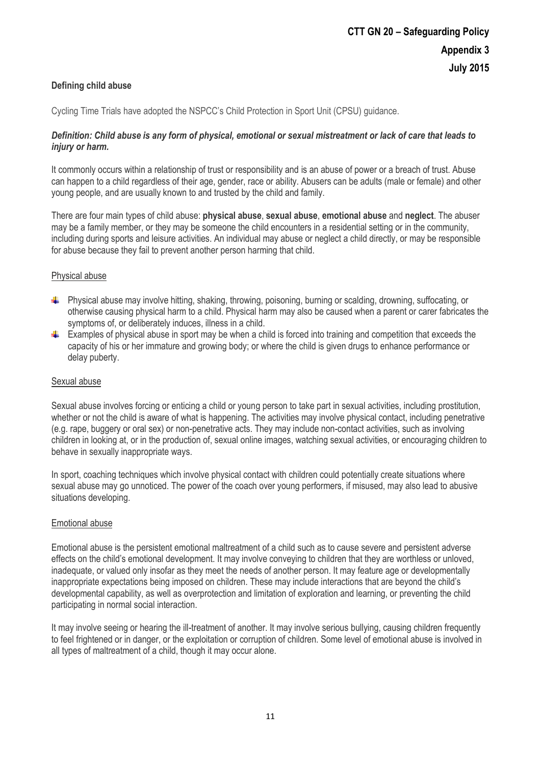**CTT GN 20 – Safeguarding Policy**
**Appendix 3**
**July 2015**

**Defining child abuse**

Cycling Time Trials have adopted the NSPCC's Child Protection in Sport Unit (CPSU) guidance.

***Definition: Child abuse is any form of physical, emotional or sexual mistreatment or lack of care that leads to injury or harm.***

It commonly occurs within a relationship of trust or responsibility and is an abuse of power or a breach of trust. Abuse can happen to a child regardless of their age, gender, race or ability. Abusers can be adults (male or female) and other young people, and are usually known to and trusted by the child and family.

There are four main types of child abuse: **physical abuse**, **sexual abuse**, **emotional abuse** and **neglect**. The abuser may be a family member, or they may be someone the child encounters in a residential setting or in the community, including during sports and leisure activities. An individual may abuse or neglect a child directly, or may be responsible for abuse because they fail to prevent another person harming that child.

Physical abuse

- Physical abuse may involve hitting, shaking, throwing, poisoning, burning or scalding, drowning, suffocating, or otherwise causing physical harm to a child. Physical harm may also be caused when a parent or carer fabricates the symptoms of, or deliberately induces, illness in a child.
- Examples of physical abuse in sport may be when a child is forced into training and competition that exceeds the capacity of his or her immature and growing body; or where the child is given drugs to enhance performance or delay puberty.

Sexual abuse

Sexual abuse involves forcing or enticing a child or young person to take part in sexual activities, including prostitution, whether or not the child is aware of what is happening. The activities may involve physical contact, including penetrative (e.g. rape, buggery or oral sex) or non-penetrative acts. They may include non-contact activities, such as involving children in looking at, or in the production of, sexual online images, watching sexual activities, or encouraging children to behave in sexually inappropriate ways.

In sport, coaching techniques which involve physical contact with children could potentially create situations where sexual abuse may go unnoticed. The power of the coach over young performers, if misused, may also lead to abusive situations developing.

Emotional abuse

Emotional abuse is the persistent emotional maltreatment of a child such as to cause severe and persistent adverse effects on the child's emotional development. It may involve conveying to children that they are worthless or unloved, inadequate, or valued only insofar as they meet the needs of another person. It may feature age or developmentally inappropriate expectations being imposed on children. These may include interactions that are beyond the child's developmental capability, as well as overprotection and limitation of exploration and learning, or preventing the child participating in normal social interaction.

It may involve seeing or hearing the ill-treatment of another. It may involve serious bullying, causing children frequently to feel frightened or in danger, or the exploitation or corruption of children. Some level of emotional abuse is involved in all types of maltreatment of a child, though it may occur alone.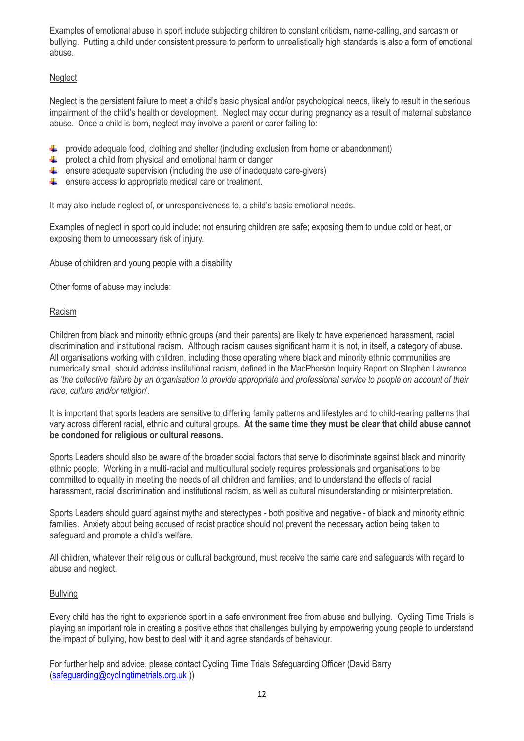Examples of emotional abuse in sport include subjecting children to constant criticism, name-calling, and sarcasm or bullying. Putting a child under consistent pressure to perform to unrealistically high standards is also a form of emotional abuse.

## Neglect

Neglect is the persistent failure to meet a child's basic physical and/or psychological needs, likely to result in the serious impairment of the child's health or development. Neglect may occur during pregnancy as a result of maternal substance abuse. Once a child is born, neglect may involve a parent or carer failing to:

- provide adequate food, clothing and shelter (including exclusion from home or abandonment)
- protect a child from physical and emotional harm or danger
- ensure adequate supervision (including the use of inadequate care-givers)
- ensure access to appropriate medical care or treatment.

It may also include neglect of, or unresponsiveness to, a child's basic emotional needs.

Examples of neglect in sport could include: not ensuring children are safe; exposing them to undue cold or heat, or exposing them to unnecessary risk of injury.

Abuse of children and young people with a disability

Other forms of abuse may include:

## Racism

Children from black and minority ethnic groups (and their parents) are likely to have experienced harassment, racial discrimination and institutional racism. Although racism causes significant harm it is not, in itself, a category of abuse. All organisations working with children, including those operating where black and minority ethnic communities are numerically small, should address institutional racism, defined in the MacPherson Inquiry Report on Stephen Lawrence as '*the collective failure by an organisation to provide appropriate and professional service to people on account of their race, culture and/or religion*'.

It is important that sports leaders are sensitive to differing family patterns and lifestyles and to child-rearing patterns that vary across different racial, ethnic and cultural groups. **At the same time they must be clear that child abuse cannot be condoned for religious or cultural reasons.**

Sports Leaders should also be aware of the broader social factors that serve to discriminate against black and minority ethnic people. Working in a multi-racial and multicultural society requires professionals and organisations to be committed to equality in meeting the needs of all children and families, and to understand the effects of racial harassment, racial discrimination and institutional racism, as well as cultural misunderstanding or misinterpretation.

Sports Leaders should guard against myths and stereotypes - both positive and negative - of black and minority ethnic families. Anxiety about being accused of racist practice should not prevent the necessary action being taken to safeguard and promote a child's welfare.

All children, whatever their religious or cultural background, must receive the same care and safeguards with regard to abuse and neglect.

## Bullying

Every child has the right to experience sport in a safe environment free from abuse and bullying. Cycling Time Trials is playing an important role in creating a positive ethos that challenges bullying by empowering young people to understand the impact of bullying, how best to deal with it and agree standards of behaviour.

For further help and advice, please contact Cycling Time Trials Safeguarding Officer (David Barry (safeguarding@cyclingtimetrials.org.uk ))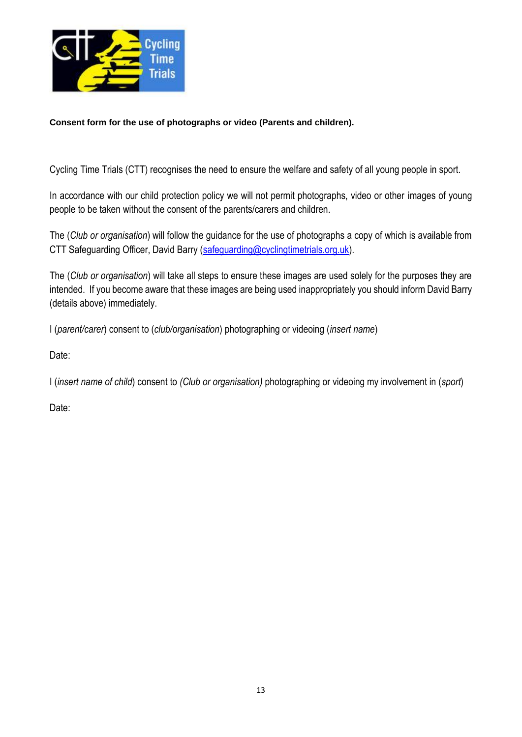**Consent form for the use of photographs or video (Parents and children).**

Cycling Time Trials (CTT) recognises the need to ensure the welfare and safety of all young people in sport.

In accordance with our child protection policy we will not permit photographs, video or other images of young people to be taken without the consent of the parents/carers and children.

The (*Club or organisation*) will follow the guidance for the use of photographs a copy of which is available from CTT Safeguarding Officer, David Barry (safeguarding@cyclingtimetrials.org.uk).

The (*Club or organisation*) will take all steps to ensure these images are used solely for the purposes they are intended. If you become aware that these images are being used inappropriately you should inform David Barry (details above) immediately.

I (*parent/carer*) consent to (*club/organisation*) photographing or videoing (*insert name*)

Date:

I (*insert name of child*) consent to *(Club or organisation)* photographing or videoing my involvement in (*sport*)

Date: